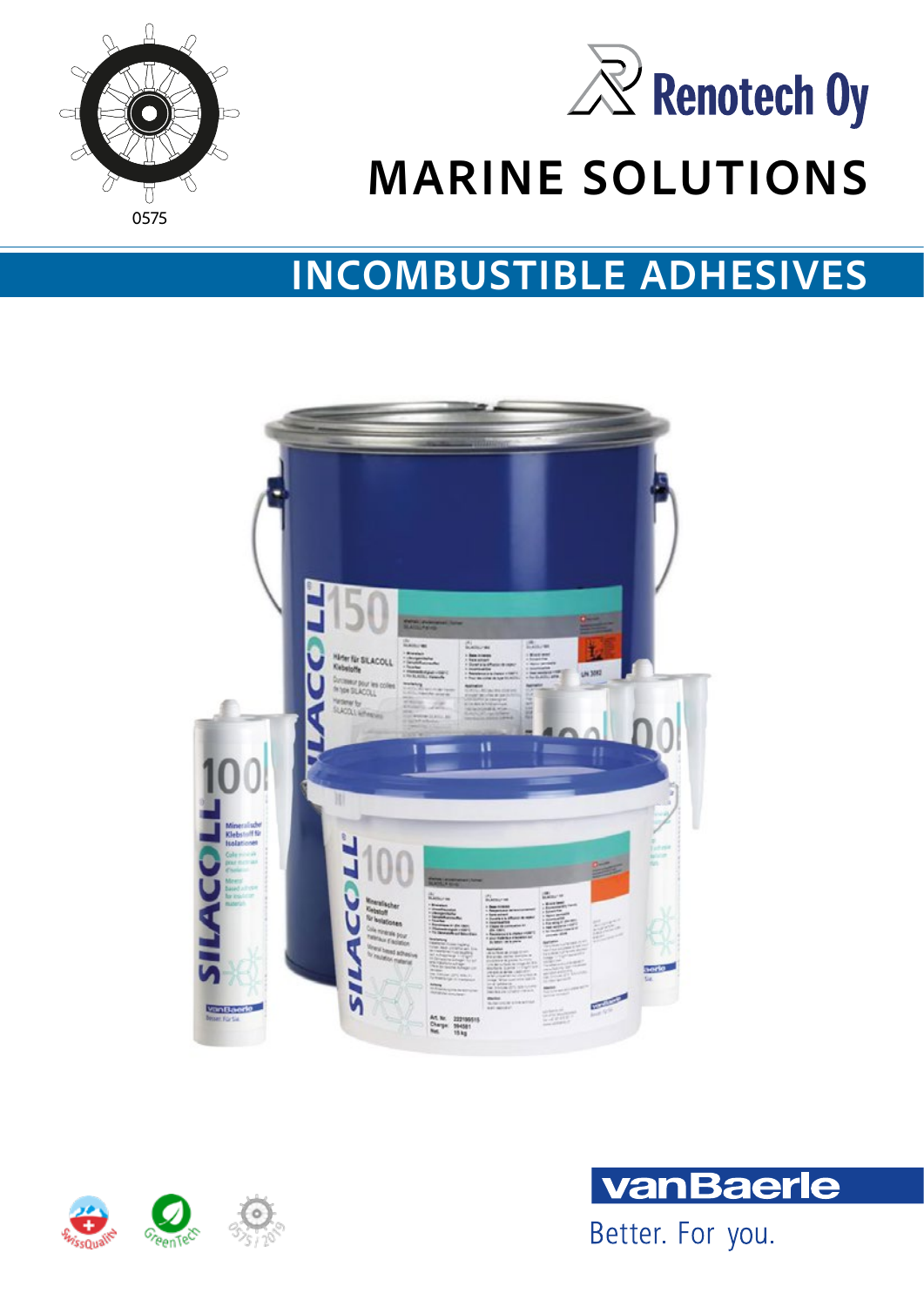0575

Renotech Oy

# MARINE SOLUTIONS

## INCOMBUSTIBLE ADHESIVES

vanBaerle

Better. For you.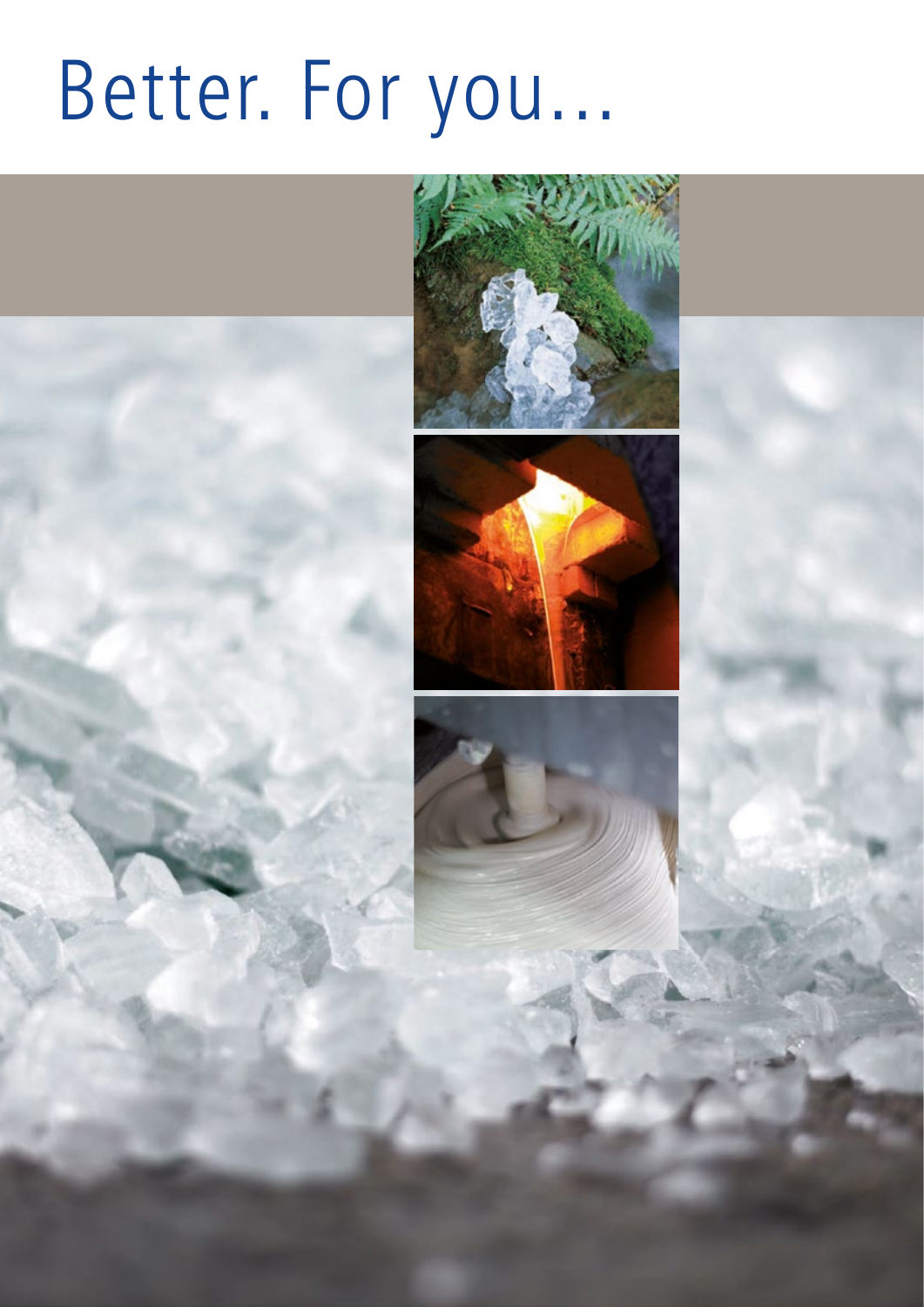# Better. For you...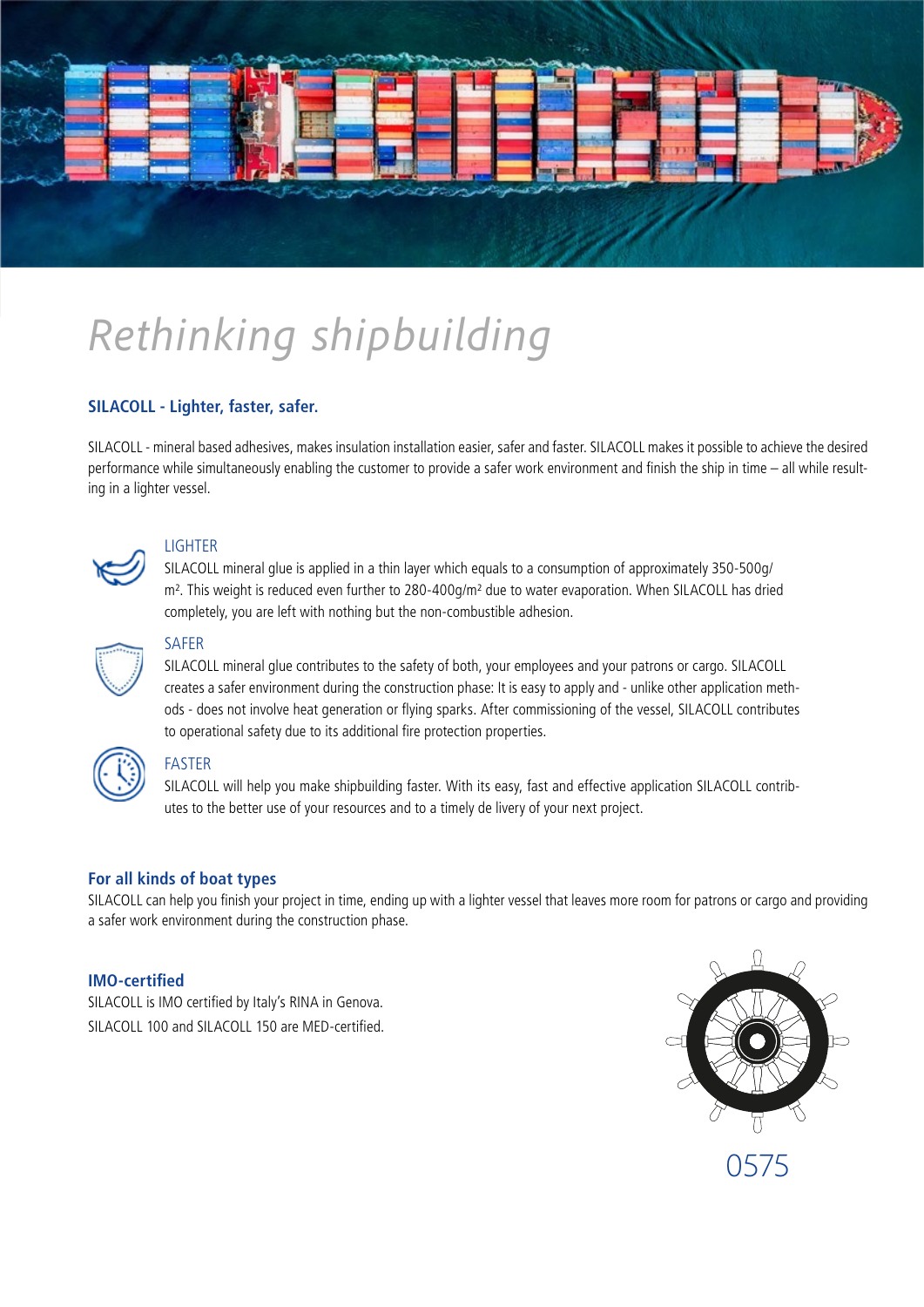# Rethinking shipbuilding

**SILACOLL - Lighter, faster, safer.**

SILACOLL - mineral based adhesives, makes insulation installation easier, safer and faster. SILACOLL makes it possible to achieve the desired performance while simultaneously enabling the customer to provide a safer work environment and finish the ship in time – all while resulting in a lighter vessel.

LIGHTER

SILACOLL mineral glue is applied in a thin layer which equals to a consumption of approximately 350-500g/m². This weight is reduced even further to 280-400g/m² due to water evaporation. When SILACOLL has dried completely, you are left with nothing but the non-combustible adhesion.

SAFER

SILACOLL mineral glue contributes to the safety of both, your employees and your patrons or cargo. SILACOLL creates a safer environment during the construction phase: It is easy to apply and - unlike other application methods - does not involve heat generation or flying sparks. After commissioning of the vessel, SILACOLL contributes to operational safety due to its additional fire protection properties.

FASTER

SILACOLL will help you make shipbuilding faster. With its easy, fast and effective application SILACOLL contributes to the better use of your resources and to a timely de livery of your next project.

**For all kinds of boat types**

SILACOLL can help you finish your project in time, ending up with a lighter vessel that leaves more room for patrons or cargo and providing a safer work environment during the construction phase.

**IMO-certified**

SILACOLL is IMO certified by Italy's RINA in Genova.
SILACOLL 100 and SILACOLL 150 are MED-certified.

0575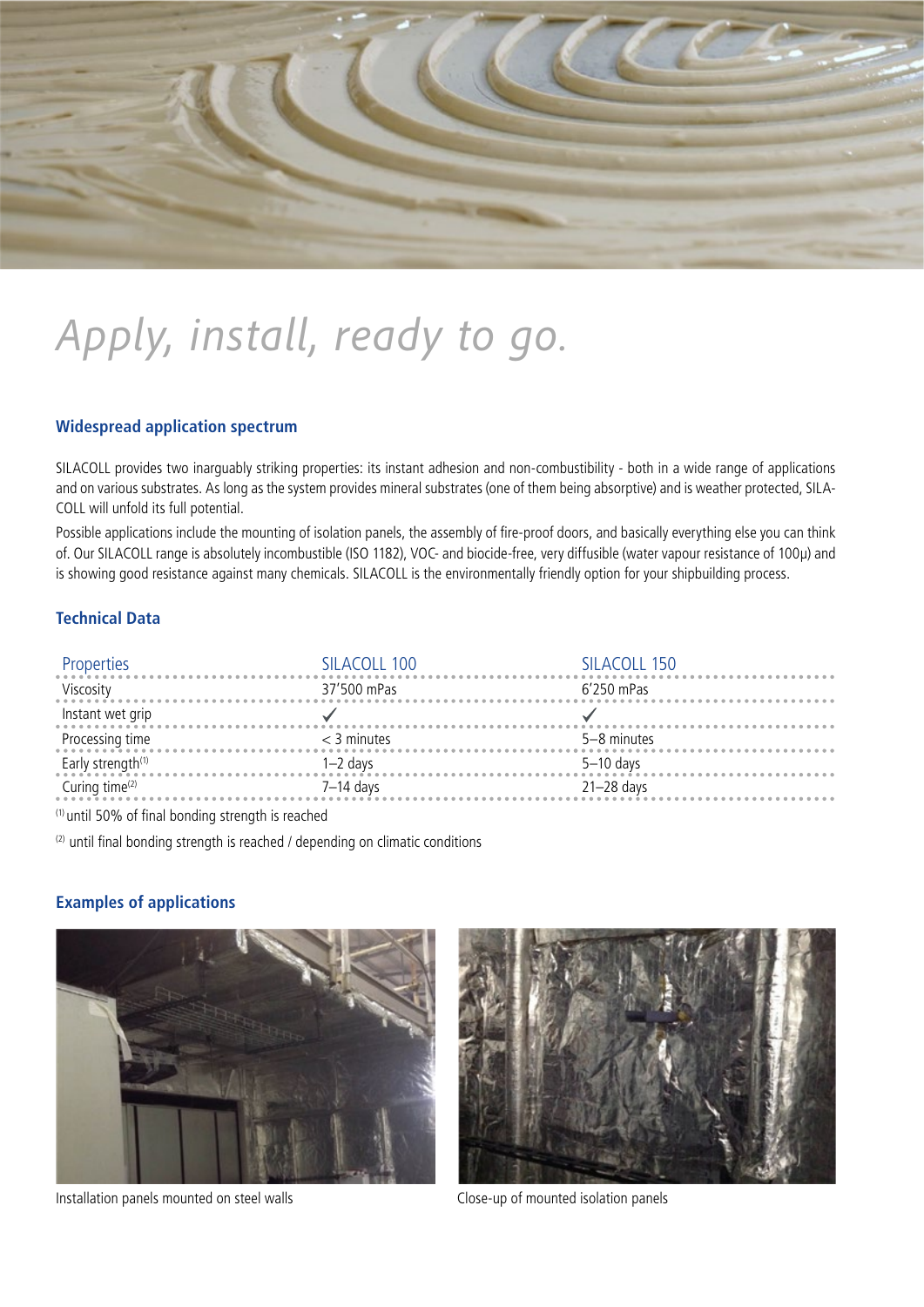# *Apply, install, ready to go.*

## Widespread application spectrum

SILACOLL provides two inarguably striking properties: its instant adhesion and non-combustibility - both in a wide range of applications and on various substrates. As long as the system provides mineral substrates (one of them being absorptive) and is weather protected, SILACOLL will unfold its full potential.

Possible applications include the mounting of isolation panels, the assembly of fire-proof doors, and basically everything else you can think of. Our SILACOLL range is absolutely incombustible (ISO 1182), VOC- and biocide-free, very diffusible (water vapour resistance of 100μ) and is showing good resistance against many chemicals. SILACOLL is the environmentally friendly option for your shipbuilding process.

## Technical Data

| Properties | SILACOLL 100 | SILACOLL 150 |
|---|---|---|
| Viscosity | 37'500 mPas | 6'250 mPas |
| Instant wet grip | ✓ | ✓ |
| Processing time | < 3 minutes | 5–8 minutes |
| Early strength[1] | 1–2 days | 5–10 days |
| Curing time[2] | 7–14 days | 21–28 days |

[1] until 50% of final bonding strength is reached

[2] until final bonding strength is reached / depending on climatic conditions

## Examples of applications

Installation panels mounted on steel walls

Close-up of mounted isolation panels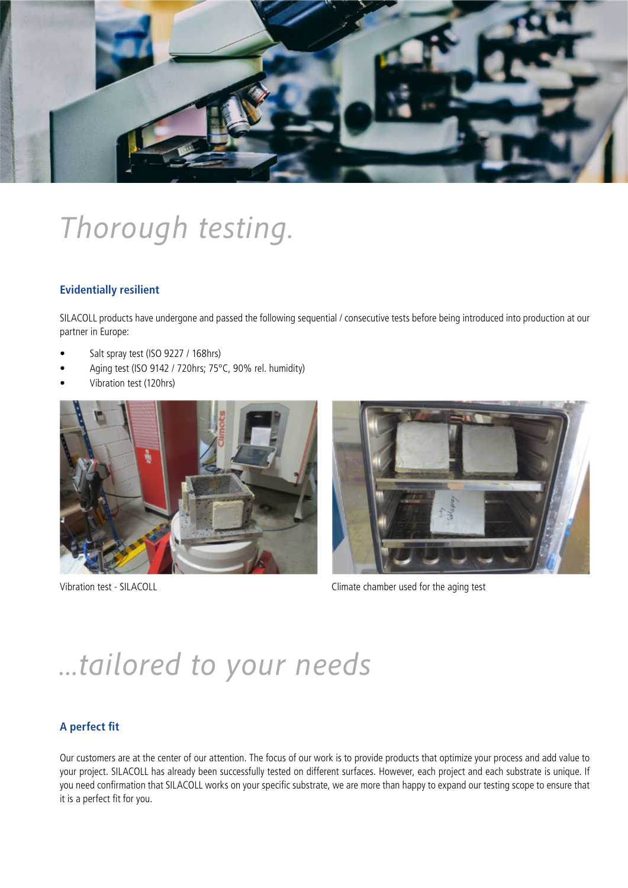# *Thorough testing.*

### Evidentially resilient

SILACOLL products have undergone and passed the following sequential / consecutive tests before being introduced into production at our partner in Europe:

- Salt spray test (ISO 9227 / 168hrs)
- Aging test (ISO 9142 / 720hrs; 75°C, 90% rel. humidity)
- Vibration test (120hrs)

Vibration test - SILACOLL

Climate chamber used for the aging test

# *...tailored to your needs*

### A perfect fit

Our customers are at the center of our attention. The focus of our work is to provide products that optimize your process and add value to your project. SILACOLL has already been successfully tested on different surfaces. However, each project and each substrate is unique. If you need confirmation that SILACOLL works on your specific substrate, we are more than happy to expand our testing scope to ensure that it is a perfect fit for you.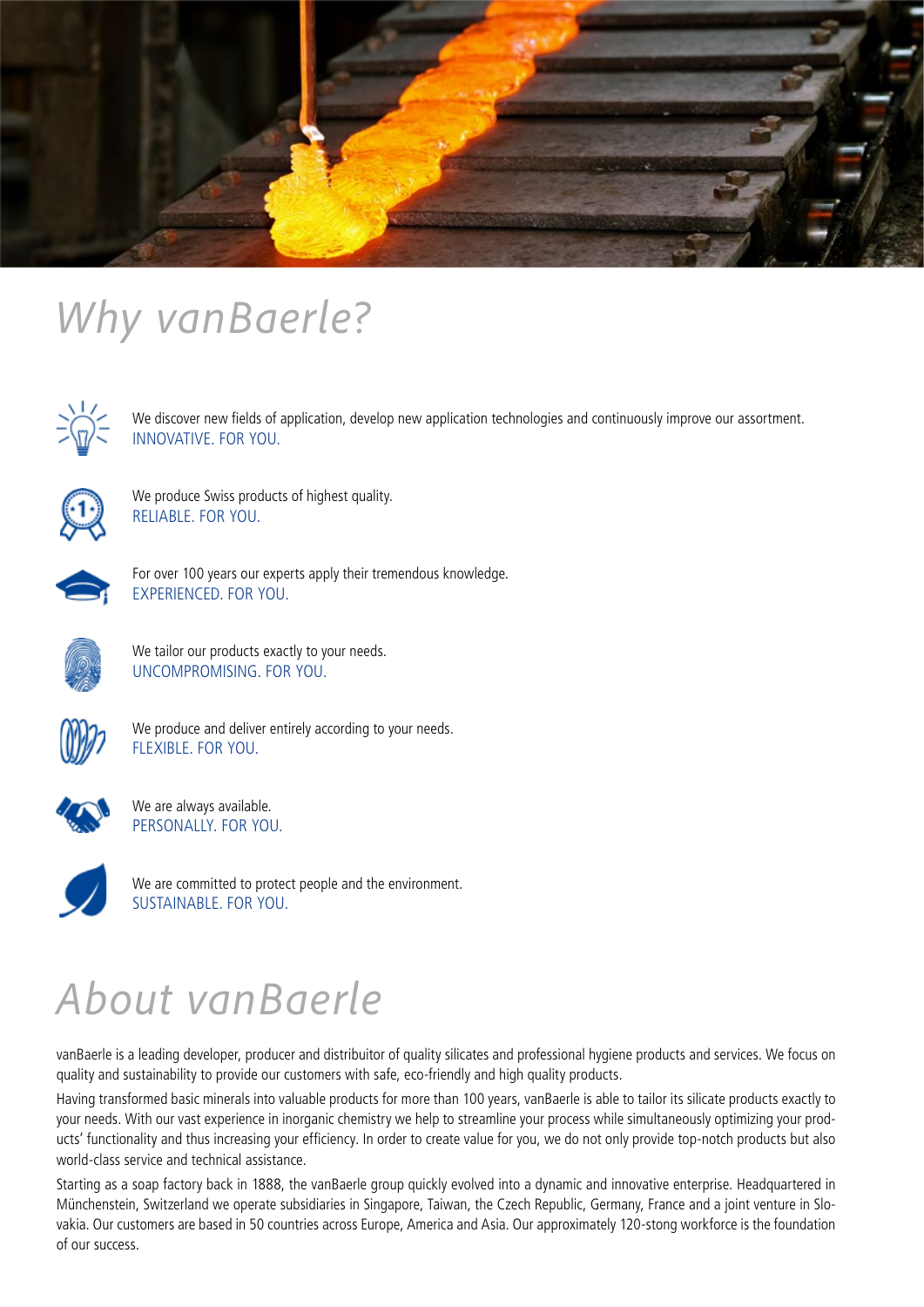# Why vanBaerle?

We discover new fields of application, develop new application technologies and continuously improve our assortment.
INNOVATIVE. FOR YOU.

We produce Swiss products of highest quality.
RELIABLE. FOR YOU.

For over 100 years our experts apply their tremendous knowledge.
EXPERIENCED. FOR YOU.

We tailor our products exactly to your needs.
UNCOMPROMISING. FOR YOU.

We produce and deliver entirely according to your needs.
FLEXIBLE. FOR YOU.

We are always available.
PERSONALLY. FOR YOU.

We are committed to protect people and the environment.
SUSTAINABLE. FOR YOU.

# About vanBaerle

vanBaerle is a leading developer, producer and distribuitor of quality silicates and professional hygiene products and services. We focus on quality and sustainability to provide our customers with safe, eco-friendly and high quality products.

Having transformed basic minerals into valuable products for more than 100 years, vanBaerle is able to tailor its silicate products exactly to your needs. With our vast experience in inorganic chemistry we help to streamline your process while simultaneously optimizing your products' functionality and thus increasing your efficiency. In order to create value for you, we do not only provide top-notch products but also world-class service and technical assistance.

Starting as a soap factory back in 1888, the vanBaerle group quickly evolved into a dynamic and innovative enterprise. Headquartered in Münchenstein, Switzerland we operate subsidiaries in Singapore, Taiwan, the Czech Republic, Germany, France and a joint venture in Slovakia. Our customers are based in 50 countries across Europe, America and Asia. Our approximately 120-stong workforce is the foundation of our success.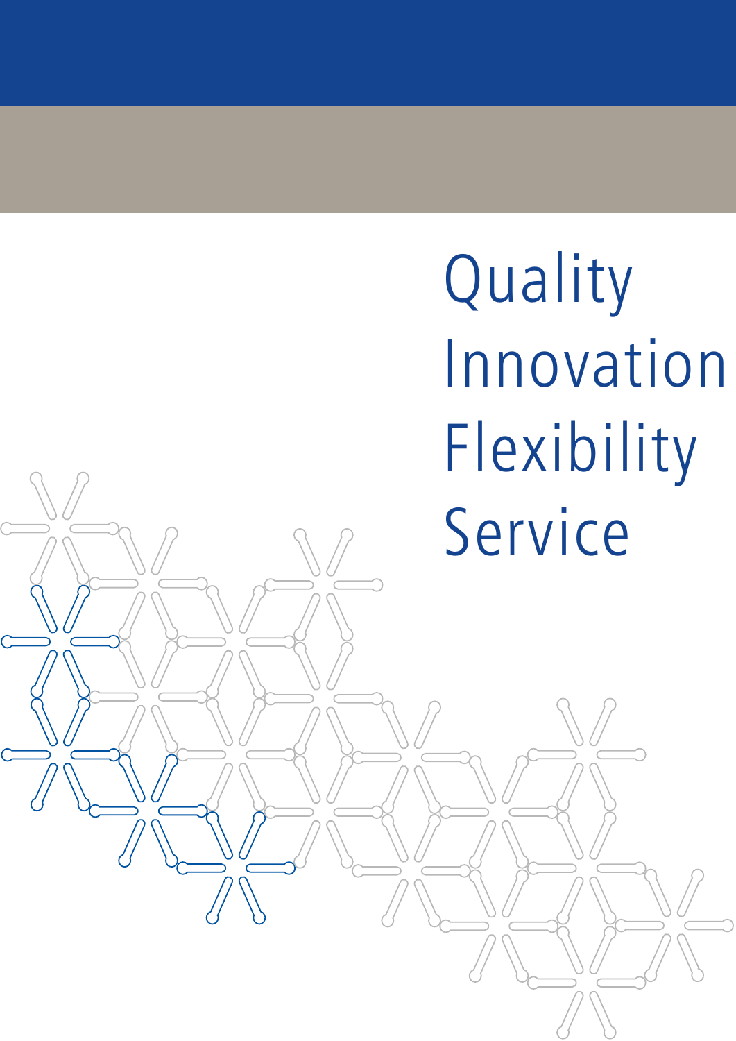Quality

Innovation

Flexibility

Service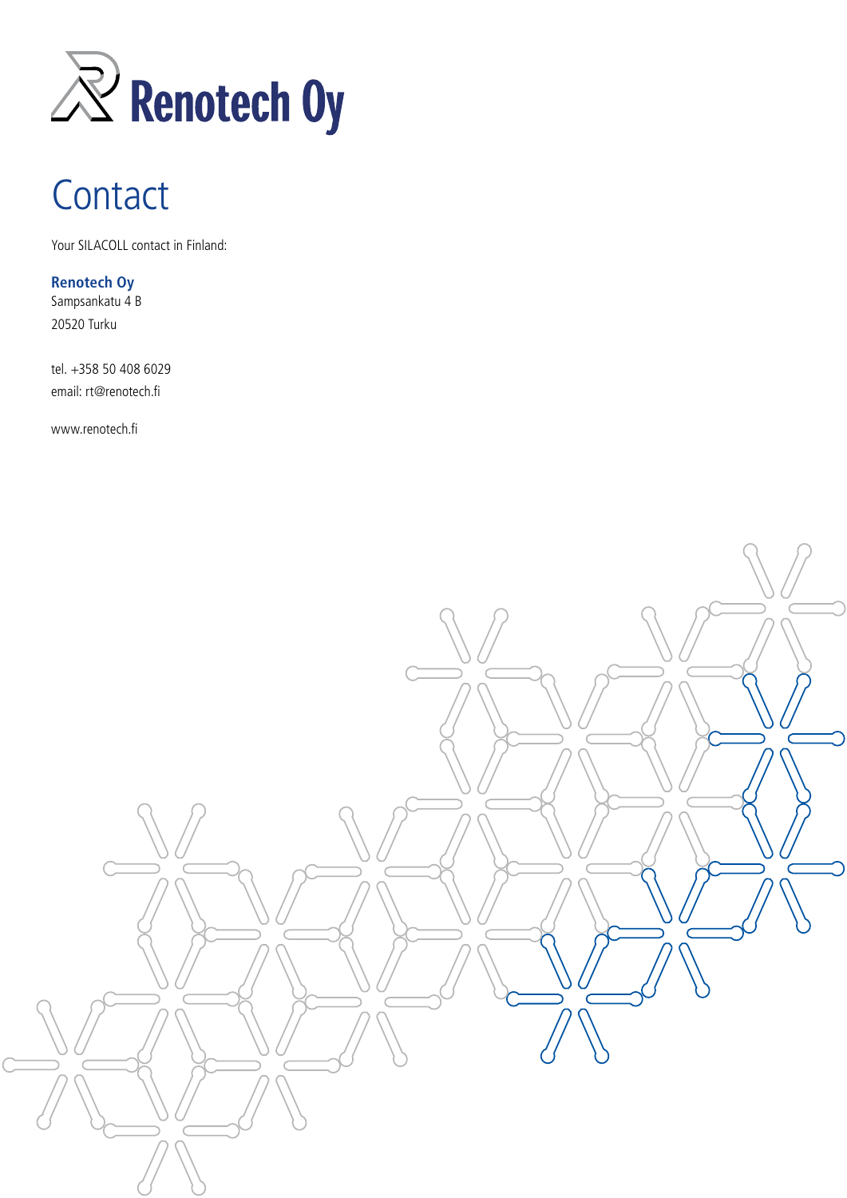Renotech Oy

# Contact

Your SILACOLL contact in Finland:

**Renotech Oy**
Sampsankatu 4 B
20520 Turku

tel. +358 50 408 6029
email: rt@renotech.fi

www.renotech.fi